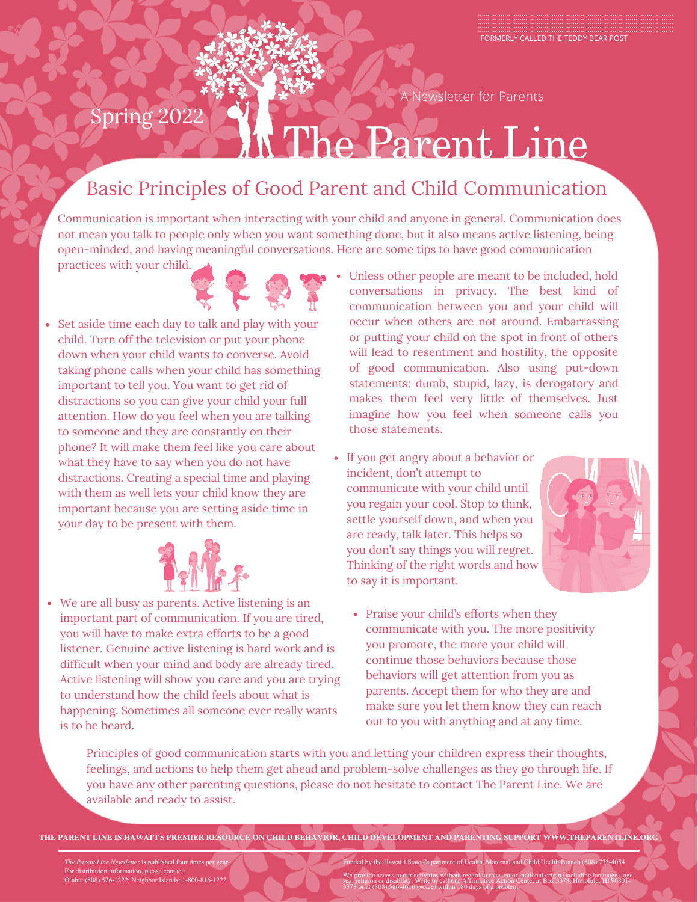FORMERLY CALLED THE TEDDY BEAR POST

Spring 2022

A Newsletter for Parents

# The Parent Line

## Basic Principles of Good Parent and Child Communication

Communication is important when interacting with your child and anyone in general. Communication does not mean you talk to people only when you want something done, but it also means active listening, being open-minded, and having meaningful conversations. Here are some tips to have good communication practices with your child.

- Set aside time each day to talk and play with your child. Turn off the television or put your phone down when your child wants to converse. Avoid taking phone calls when your child has something important to tell you. You want to get rid of distractions so you can give your child your full attention. How do you feel when you are talking to someone and they are constantly on their phone? It will make them feel like you care about what they have to say when you do not have distractions. Creating a special time and playing with them as well lets your child know they are important because you are setting aside time in your day to be present with them.

- We are all busy as parents. Active listening is an important part of communication. If you are tired, you will have to make extra efforts to be a good listener. Genuine active listening is hard work and is difficult when your mind and body are already tired. Active listening will show you care and you are trying to understand how the child feels about what is happening. Sometimes all someone ever really wants is to be heard.

- Unless other people are meant to be included, hold conversations in privacy. The best kind of communication between you and your child will occur when others are not around. Embarrassing or putting your child on the spot in front of others will lead to resentment and hostility, the opposite of good communication. Also using put-down statements: dumb, stupid, lazy, is derogatory and makes them feel very little of themselves. Just imagine how you feel when someone calls you those statements.

- If you get angry about a behavior or incident, don't attempt to communicate with your child until you regain your cool. Stop to think, settle yourself down, and when you are ready, talk later. This helps so you don't say things you will regret. Thinking of the right words and how to say it is important.

- Praise your child's efforts when they communicate with you. The more positivity you promote, the more your child will continue those behaviors because those behaviors will get attention from you as parents. Accept them for who they are and make sure you let them know they can reach out to you with anything and at any time.

Principles of good communication starts with you and letting your children express their thoughts, feelings, and actions to help them get ahead and problem-solve challenges as they go through life. If you have any other parenting questions, please do not hesitate to contact The Parent Line. We are available and ready to assist.

**THE PARENT LINE IS HAWAI'I'S PREMIER RESOURCE ON CHILD BEHAVIOR, CHILD DEVELOPMENT AND PARENTING SUPPORT WWW.THEPARENTLINE.ORG**

*The Parent Line Newsletter* is published four times per year.
For distribution information, please contact:
O'ahu: (808) 526-1222; Neighbor Islands: 1-800-816-1222

Funded by the Hawai'i State Department of Health, Maternal and Child Health Branch (808) 733-4054

We provide access to our activities without regard to race, color, national origin (including language), age, sex, religion or disability. Write or call our Affirmative Action Center at Box 3378, Honolulu, HI 96801-3378 or at (808) 586-4616 (voice) within 180 days of a problem.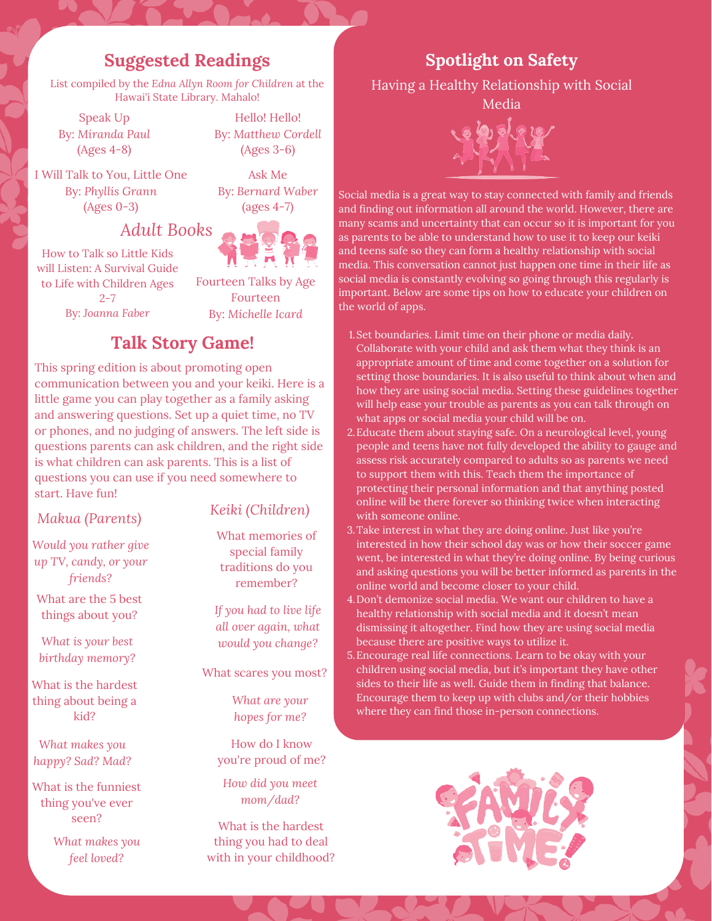## Suggested Readings

List compiled by the *Edna Allyn Room for Children* at the Hawai'i State Library. Mahalo!

Speak Up
By: *Miranda Paul*
(Ages 4-8)

Hello! Hello!
By: *Matthew Cordell*
(Ages 3-6)

I Will Talk to You, Little One
By: *Phyllis Grann*
(Ages 0-3)

Ask Me
By: *Bernard Waber*
(ages 4-7)

### *Adult Books*

How to Talk so Little Kids will Listen: A Survival Guide to Life with Children Ages 2-7
By: *Joanna Faber*

Fourteen Talks by Age Fourteen
By: *Michelle Icard*

## Talk Story Game!

This spring edition is about promoting open communication between you and your keiki. Here is a little game you can play together as a family asking and answering questions. Set up a quiet time, no TV or phones, and no judging of answers. The left side is questions parents can ask children, and the right side is what children can ask parents. This is a list of questions you can use if you need somewhere to start. Have fun!

### *Makua (Parents)*

*Would you rather give up TV, candy, or your friends?*

What are the 5 best things about you?

*What is your best birthday memory?*

What is the hardest thing about being a kid?

*What makes you happy? Sad? Mad?*

What is the funniest thing you've ever seen?

*What makes you feel loved?*

### *Keiki (Children)*

What memories of special family traditions do you remember?

*If you had to live life all over again, what would you change?*

What scares you most?

*What are your hopes for me?*

How do I know you're proud of me?

*How did you meet mom/dad?*

What is the hardest thing you had to deal with in your childhood?

## Spotlight on Safety

Having a Healthy Relationship with Social Media

Social media is a great way to stay connected with family and friends and finding out information all around the world. However, there are many scams and uncertainty that can occur so it is important for you as parents to be able to understand how to use it to keep our keiki and teens safe so they can form a healthy relationship with social media. This conversation cannot just happen one time in their life as social media is constantly evolving so going through this regularly is important. Below are some tips on how to educate your children on the world of apps.

1. Set boundaries. Limit time on their phone or media daily. Collaborate with your child and ask them what they think is an appropriate amount of time and come together on a solution for setting those boundaries. It is also useful to think about when and how they are using social media. Setting these guidelines together will help ease your trouble as parents as you can talk through on what apps or social media your child will be on.
2. Educate them about staying safe. On a neurological level, young people and teens have not fully developed the ability to gauge and assess risk accurately compared to adults so as parents we need to support them with this. Teach them the importance of protecting their personal information and that anything posted online will be there forever so thinking twice when interacting with someone online.
3. Take interest in what they are doing online. Just like you're interested in how their school day was or how their soccer game went, be interested in what they're doing online. By being curious and asking questions you will be better informed as parents in the online world and become closer to your child.
4. Don't demonize social media. We want our children to have a healthy relationship with social media and it doesn't mean dismissing it altogether. Find how they are using social media because there are positive ways to utilize it.
5. Encourage real life connections. Learn to be okay with your children using social media, but it's important they have other sides to their life as well. Guide them in finding that balance. Encourage them to keep up with clubs and/or their hobbies where they can find those in-person connections.